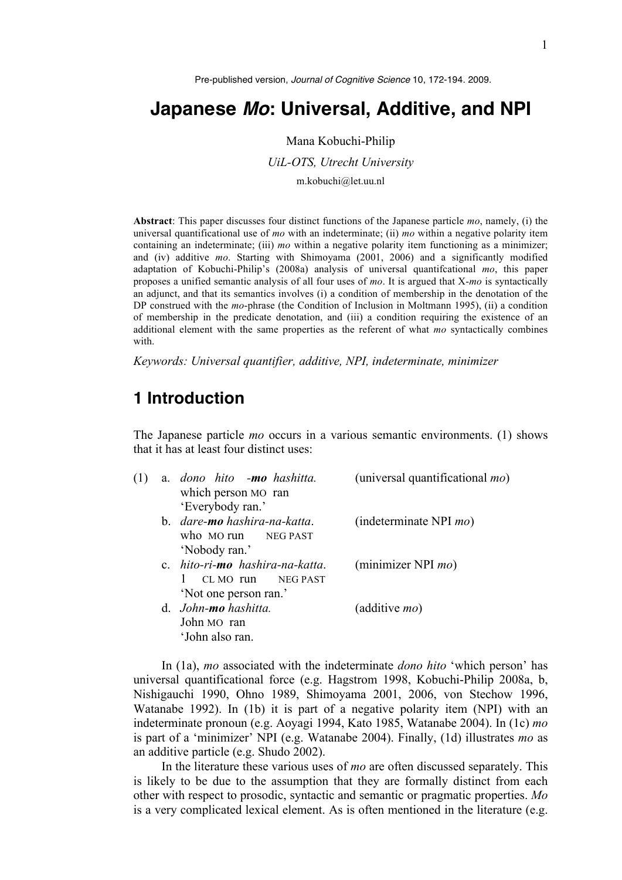Pre-published version, *Journal of Cognitive Science* 10, 172-194. 2009.

# Japanese *Mo*: Universal, Additive, and NPI

Mana Kobuchi-Philip

*UiL-OTS, Utrecht University*

m.kobuchi@let.uu.nl

**Abstract**: This paper discusses four distinct functions of the Japanese particle *mo*, namely, (i) the universal quantificational use of *mo* with an indeterminate; (ii) *mo* within a negative polarity item containing an indeterminate; (iii) *mo* within a negative polarity item functioning as a minimizer; and (iv) additive *mo*. Starting with Shimoyama (2001, 2006) and a significantly modified adaptation of Kobuchi-Philip's (2008a) analysis of universal quantifcational *mo*, this paper proposes a unified semantic analysis of all four uses of *mo*. It is argued that X-*mo* is syntactically an adjunct, and that its semantics involves (i) a condition of membership in the denotation of the DP construed with the *mo*-phrase (the Condition of Inclusion in Moltmann 1995), (ii) a condition of membership in the predicate denotation, and (iii) a condition requiring the existence of an additional element with the same properties as the referent of what *mo* syntactically combines with.

*Keywords: Universal quantifier, additive, NPI, indeterminate, minimizer*

## 1 Introduction

The Japanese particle *mo* occurs in a various semantic environments. (1) shows that it has at least four distinct uses:

(1) a. *dono hito -**mo** hashitta.* (universal quantificational *mo*)
   which person MO ran
   'Everybody ran.'

   b. *dare-**mo** hashira-na-katta*. (indeterminate NPI *mo*)
   who MO run NEG PAST
   'Nobody ran.'

   c. *hito-ri-**mo** hashira-na-katta*. (minimizer NPI *mo*)
   1 CL MO run NEG PAST
   'Not one person ran.'

   d. *John-**mo** hashitta.* (additive *mo*)
   John MO ran
   'John also ran.

In (1a), *mo* associated with the indeterminate *dono hito* 'which person' has universal quantificational force (e.g. Hagstrom 1998, Kobuchi-Philip 2008a, b, Nishigauchi 1990, Ohno 1989, Shimoyama 2001, 2006, von Stechow 1996, Watanabe 1992). In (1b) it is part of a negative polarity item (NPI) with an indeterminate pronoun (e.g. Aoyagi 1994, Kato 1985, Watanabe 2004). In (1c) *mo* is part of a 'minimizer' NPI (e.g. Watanabe 2004). Finally, (1d) illustrates *mo* as an additive particle (e.g. Shudo 2002).

In the literature these various uses of *mo* are often discussed separately. This is likely to be due to the assumption that they are formally distinct from each other with respect to prosodic, syntactic and semantic or pragmatic properties. *Mo* is a very complicated lexical element. As is often mentioned in the literature (e.g.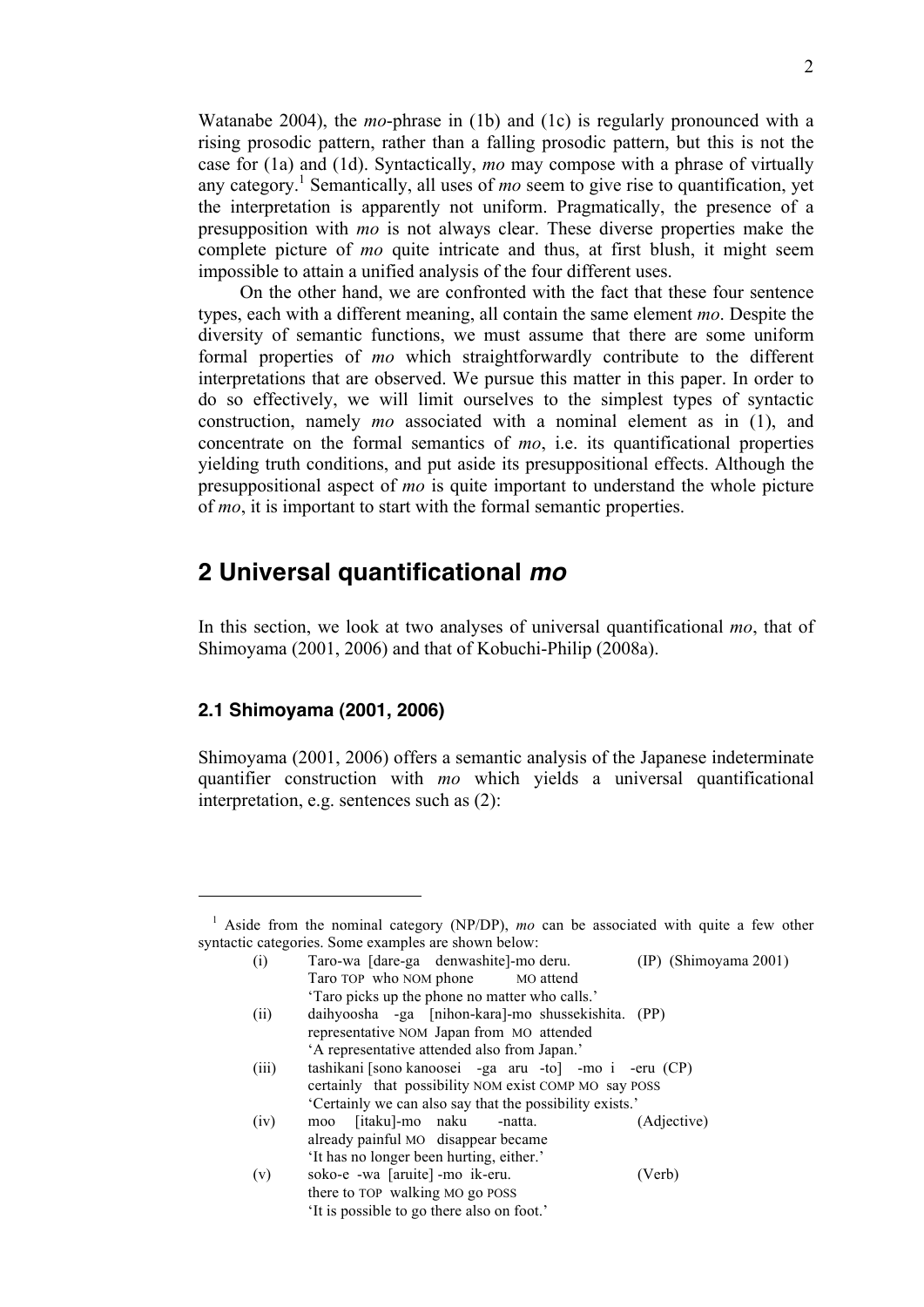Watanabe 2004), the *mo*-phrase in (1b) and (1c) is regularly pronounced with a rising prosodic pattern, rather than a falling prosodic pattern, but this is not the case for (1a) and (1d). Syntactically, *mo* may compose with a phrase of virtually any category.[1] Semantically, all uses of *mo* seem to give rise to quantification, yet the interpretation is apparently not uniform. Pragmatically, the presence of a presupposition with *mo* is not always clear. These diverse properties make the complete picture of *mo* quite intricate and thus, at first blush, it might seem impossible to attain a unified analysis of the four different uses.

On the other hand, we are confronted with the fact that these four sentence types, each with a different meaning, all contain the same element *mo*. Despite the diversity of semantic functions, we must assume that there are some uniform formal properties of *mo* which straightforwardly contribute to the different interpretations that are observed. We pursue this matter in this paper. In order to do so effectively, we will limit ourselves to the simplest types of syntactic construction, namely *mo* associated with a nominal element as in (1), and concentrate on the formal semantics of *mo*, i.e. its quantificational properties yielding truth conditions, and put aside its presuppositional effects. Although the presuppositional aspect of *mo* is quite important to understand the whole picture of *mo*, it is important to start with the formal semantic properties.

## 2 Universal quantificational *mo*

In this section, we look at two analyses of universal quantificational *mo*, that of Shimoyama (2001, 2006) and that of Kobuchi-Philip (2008a).

### 2.1 Shimoyama (2001, 2006)

Shimoyama (2001, 2006) offers a semantic analysis of the Japanese indeterminate quantifier construction with *mo* which yields a universal quantificational interpretation, e.g. sentences such as (2):

---

[1] Aside from the nominal category (NP/DP), *mo* can be associated with quite a few other syntactic categories. Some examples are shown below:

(i) Taro-wa [dare-ga denwashite]-mo deru. (IP) (Shimoyama 2001)
Taro TOP who NOM phone MO attend
'Taro picks up the phone no matter who calls.'

(ii) daihyoosha -ga [nihon-kara]-mo shussekishita. (PP)
representative NOM Japan from MO attended
'A representative attended also from Japan.'

(iii) tashikani [sono kanoosei -ga aru -to] -mo i -eru (CP)
certainly that possibility NOM exist COMP MO say POSS
'Certainly we can also say that the possibility exists.'

(iv) moo [itaku]-mo naku -natta. (Adjective)
already painful MO disappear became
'It has no longer been hurting, either.'

(v) soko-e -wa [aruite] -mo ik-eru. (Verb)
there to TOP walking MO go POSS
'It is possible to go there also on foot.'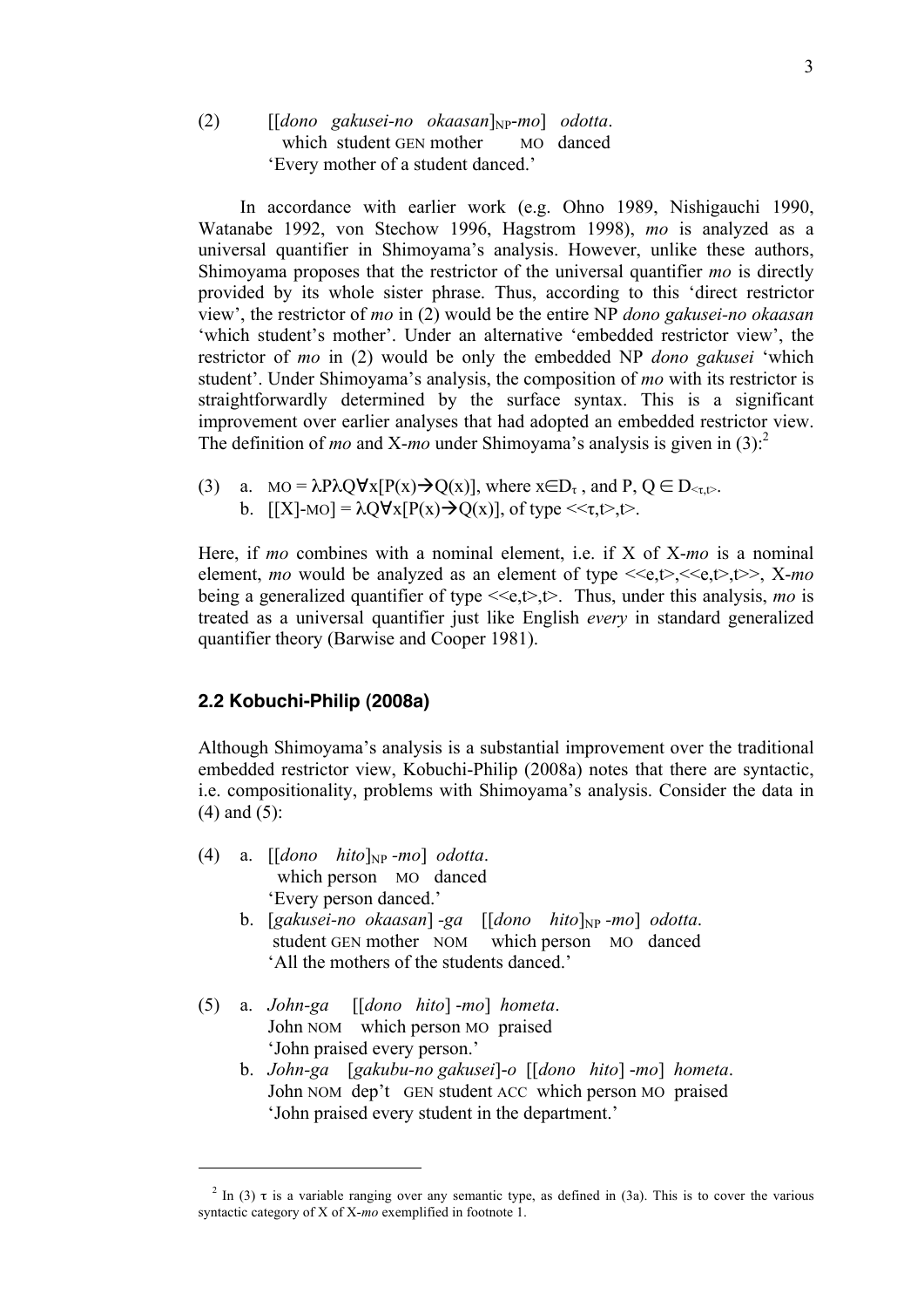(2) [[*dono gakusei-no okaasan*]$_{NP}$-*mo*] *odotta*.
which student GEN mother MO danced
'Every mother of a student danced.'

In accordance with earlier work (e.g. Ohno 1989, Nishigauchi 1990, Watanabe 1992, von Stechow 1996, Hagstrom 1998), *mo* is analyzed as a universal quantifier in Shimoyama's analysis. However, unlike these authors, Shimoyama proposes that the restrictor of the universal quantifier *mo* is directly provided by its whole sister phrase. Thus, according to this 'direct restrictor view', the restrictor of *mo* in (2) would be the entire NP *dono gakusei-no okaasan* 'which student's mother'. Under an alternative 'embedded restrictor view', the restrictor of *mo* in (2) would be only the embedded NP *dono gakusei* 'which student'. Under Shimoyama's analysis, the composition of *mo* with its restrictor is straightforwardly determined by the surface syntax. This is a significant improvement over earlier analyses that had adopted an embedded restrictor view. The definition of *mo* and X-*mo* under Shimoyama's analysis is given in (3):[2]

(3) a. MO = $\lambda P \lambda Q \forall x[P(x) \rightarrow Q(x)]$, where $x \in D_\tau$ , and P, Q $\in D_{<\tau,t>}$.
b. [[X]-MO] = $\lambda Q \forall x[P(x) \rightarrow Q(x)]$, of type $<<\tau,t>,t>$.

Here, if *mo* combines with a nominal element, i.e. if X of X-*mo* is a nominal element, *mo* would be analyzed as an element of type $<<e,t>,<<e,t>,t>>$, X-*mo* being a generalized quantifier of type $<<e,t>,t>$. Thus, under this analysis, *mo* is treated as a universal quantifier just like English *every* in standard generalized quantifier theory (Barwise and Cooper 1981).

### 2.2 Kobuchi-Philip (2008a)

Although Shimoyama's analysis is a substantial improvement over the traditional embedded restrictor view, Kobuchi-Philip (2008a) notes that there are syntactic, i.e. compositionality, problems with Shimoyama's analysis. Consider the data in (4) and (5):

(4) a. [[*dono hito*]$_{NP}$ -*mo*] *odotta*.
which person MO danced
'Every person danced.'

b. [*gakusei-no okaasan*] -*ga* [[*dono hito*]$_{NP}$ -*mo*] *odotta*.
student GEN mother NOM which person MO danced
'All the mothers of the students danced.'

(5) a. *John-ga* [[*dono hito*] -*mo*] *hometa*.
John NOM which person MO praised
'John praised every person.'

b. *John-ga* [*gakubu-no gakusei*]-*o* [[*dono hito*] -*mo*] *hometa*.
John NOM dep't GEN student ACC which person MO praised
'John praised every student in the department.'

---

[2] In (3) $\tau$ is a variable ranging over any semantic type, as defined in (3a). This is to cover the various syntactic category of X of X-*mo* exemplified in footnote 1.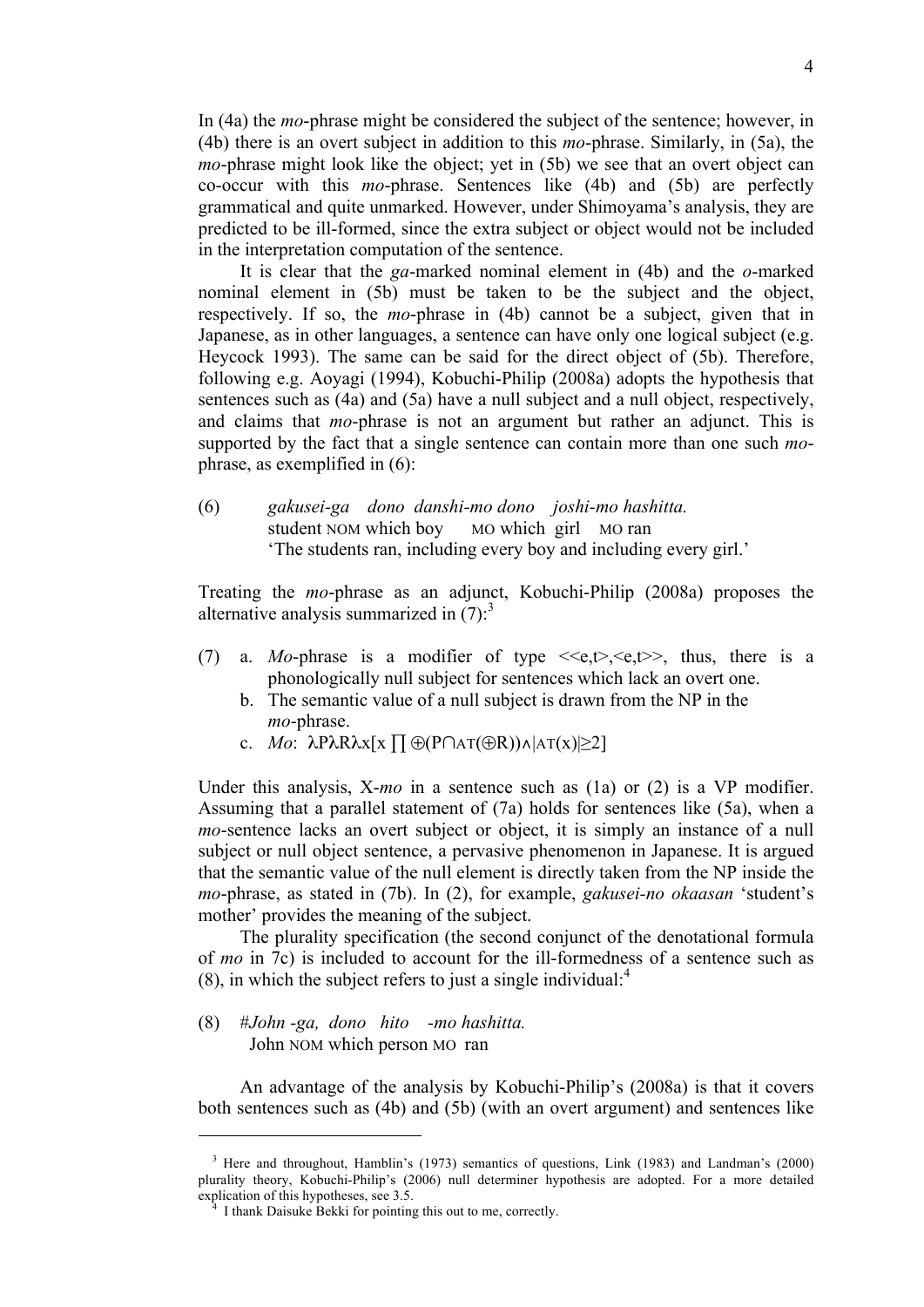In (4a) the *mo*-phrase might be considered the subject of the sentence; however, in (4b) there is an overt subject in addition to this *mo*-phrase. Similarly, in (5a), the *mo*-phrase might look like the object; yet in (5b) we see that an overt object can co-occur with this *mo*-phrase. Sentences like (4b) and (5b) are perfectly grammatical and quite unmarked. However, under Shimoyama's analysis, they are predicted to be ill-formed, since the extra subject or object would not be included in the interpretation computation of the sentence.

It is clear that the *ga*-marked nominal element in (4b) and the *o*-marked nominal element in (5b) must be taken to be the subject and the object, respectively. If so, the *mo*-phrase in (4b) cannot be a subject, given that in Japanese, as in other languages, a sentence can have only one logical subject (e.g. Heycock 1993). The same can be said for the direct object of (5b). Therefore, following e.g. Aoyagi (1994), Kobuchi-Philip (2008a) adopts the hypothesis that sentences such as (4a) and (5a) have a null subject and a null object, respectively, and claims that *mo*-phrase is not an argument but rather an adjunct. This is supported by the fact that a single sentence can contain more than one such *mo*-phrase, as exemplified in (6):

(6) *gakusei-ga dono danshi-mo dono joshi-mo hashitta.*
student NOM which boy MO which girl MO ran
'The students ran, including every boy and including every girl.'

Treating the *mo*-phrase as an adjunct, Kobuchi-Philip (2008a) proposes the alternative analysis summarized in (7):[3]

(7) a. *Mo*-phrase is a modifier of type <<e,t>,<e,t>>, thus, there is a phonologically null subject for sentences which lack an overt one.
b. The semantic value of a null subject is drawn from the NP in the *mo*-phrase.
c. *Mo*: $\lambda P \lambda R \lambda x[x \prod \oplus(P \cap \text{AT}(\oplus R)) \wedge |\text{AT}(x)| \geq 2]$

Under this analysis, X-*mo* in a sentence such as (1a) or (2) is a VP modifier. Assuming that a parallel statement of (7a) holds for sentences like (5a), when a *mo*-sentence lacks an overt subject or object, it is simply an instance of a null subject or null object sentence, a pervasive phenomenon in Japanese. It is argued that the semantic value of the null element is directly taken from the NP inside the *mo*-phrase, as stated in (7b). In (2), for example, *gakusei-no okaasan* 'student's mother' provides the meaning of the subject.

The plurality specification (the second conjunct of the denotational formula of *mo* in 7c) is included to account for the ill-formedness of a sentence such as (8), in which the subject refers to just a single individual:[4]

(8) #*John -ga, dono hito -mo hashitta.*
John NOM which person MO ran

An advantage of the analysis by Kobuchi-Philip's (2008a) is that it covers both sentences such as (4b) and (5b) (with an overt argument) and sentences like

---

[3] Here and throughout, Hamblin's (1973) semantics of questions, Link (1983) and Landman's (2000) plurality theory, Kobuchi-Philip's (2006) null determiner hypothesis are adopted. For a more detailed explication of this hypotheses, see 3.5.

[4] I thank Daisuke Bekki for pointing this out to me, correctly.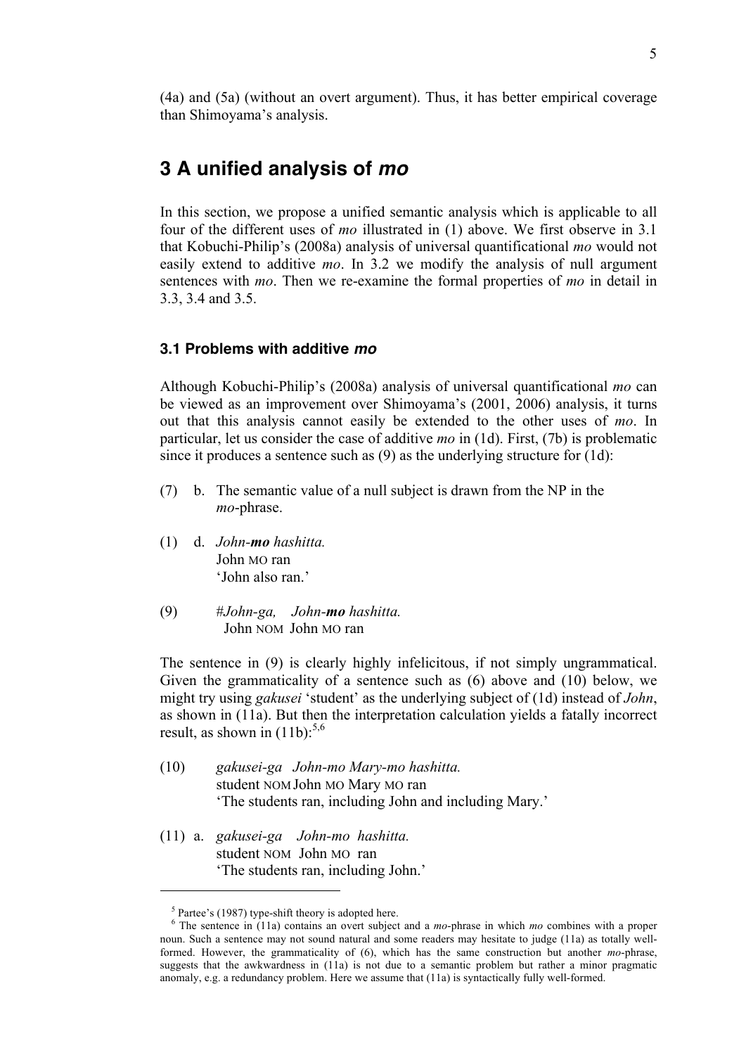(4a) and (5a) (without an overt argument). Thus, it has better empirical coverage than Shimoyama's analysis.

## 3 A unified analysis of *mo*

In this section, we propose a unified semantic analysis which is applicable to all four of the different uses of *mo* illustrated in (1) above. We first observe in 3.1 that Kobuchi-Philip's (2008a) analysis of universal quantificational *mo* would not easily extend to additive *mo*. In 3.2 we modify the analysis of null argument sentences with *mo*. Then we re-examine the formal properties of *mo* in detail in 3.3, 3.4 and 3.5.

### 3.1 Problems with additive *mo*

Although Kobuchi-Philip's (2008a) analysis of universal quantificational *mo* can be viewed as an improvement over Shimoyama's (2001, 2006) analysis, it turns out that this analysis cannot easily be extended to the other uses of *mo*. In particular, let us consider the case of additive *mo* in (1d). First, (7b) is problematic since it produces a sentence such as (9) as the underlying structure for (1d):

(7) b. The semantic value of a null subject is drawn from the NP in the *mo*-phrase.

(1) d. *John-**mo** hashitta.*
John MO ran
'John also ran.'

(9) #*John-ga, John-**mo** hashitta.*
John NOM John MO ran

The sentence in (9) is clearly highly infelicitous, if not simply ungrammatical. Given the grammaticality of a sentence such as (6) above and (10) below, we might try using *gakusei* 'student' as the underlying subject of (1d) instead of *John*, as shown in (11a). But then the interpretation calculation yields a fatally incorrect result, as shown in (11b):[5,6]

(10) *gakusei-ga John-mo Mary-mo hashitta.*
student NOM John MO Mary MO ran
'The students ran, including John and including Mary.'

(11) a. *gakusei-ga John-mo hashitta.*
student NOM John MO ran
'The students ran, including John.'

---

[5] Partee's (1987) type-shift theory is adopted here.

[6] The sentence in (11a) contains an overt subject and a *mo*-phrase in which *mo* combines with a proper noun. Such a sentence may not sound natural and some readers may hesitate to judge (11a) as totally well-formed. However, the grammaticality of (6), which has the same construction but another *mo*-phrase, suggests that the awkwardness in (11a) is not due to a semantic problem but rather a minor pragmatic anomaly, e.g. a redundancy problem. Here we assume that (11a) is syntactically fully well-formed.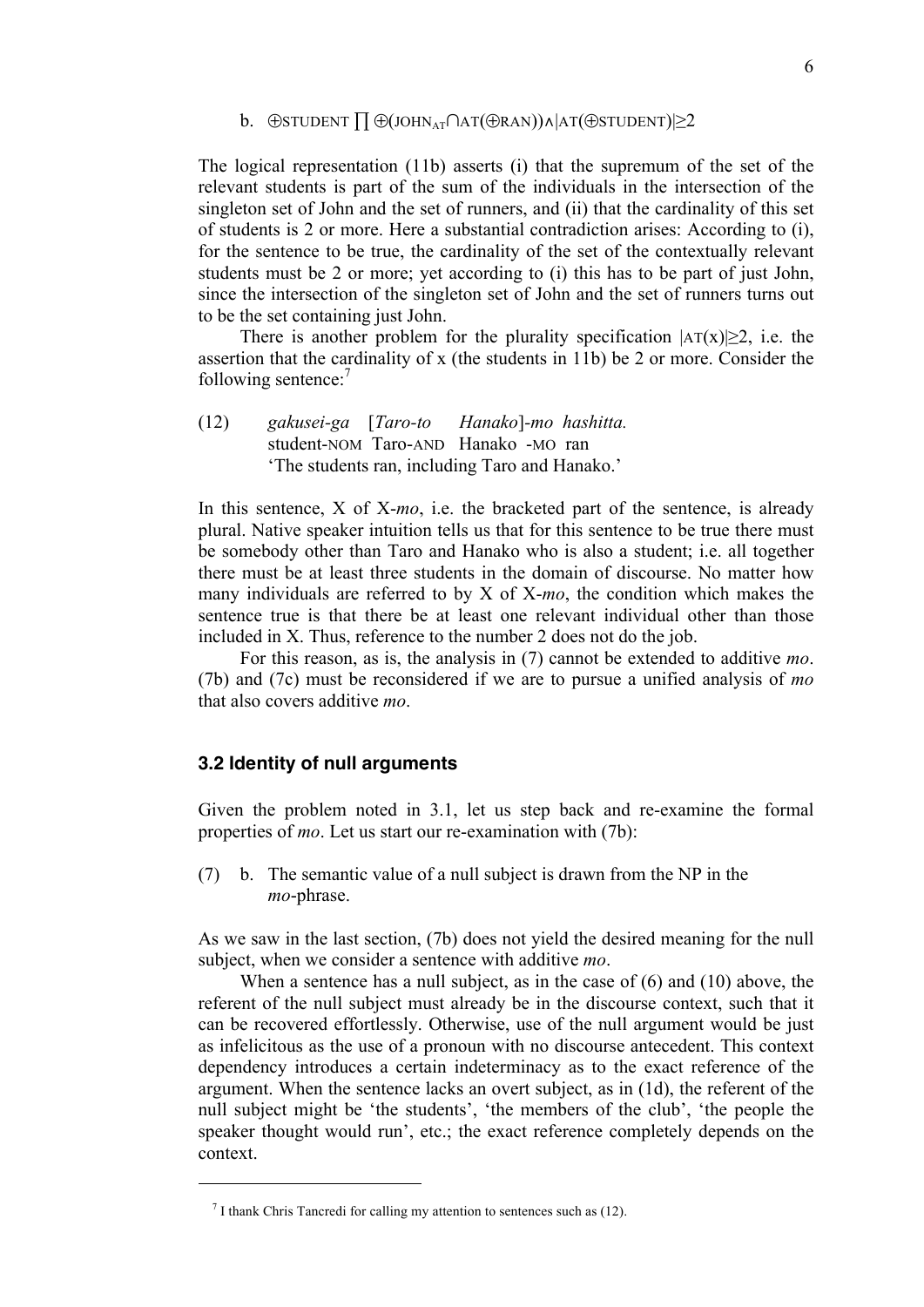b. $\oplus$STUDENT $\prod$ $\oplus$(JOHN$_{AT}$$\cap$AT($\oplus$RAN))$\wedge$|AT($\oplus$STUDENT)|$\geq$2

The logical representation (11b) asserts (i) that the supremum of the set of the relevant students is part of the sum of the individuals in the intersection of the singleton set of John and the set of runners, and (ii) that the cardinality of this set of students is 2 or more. Here a substantial contradiction arises: According to (i), for the sentence to be true, the cardinality of the set of the contextually relevant students must be 2 or more; yet according to (i) this has to be part of just John, since the intersection of the singleton set of John and the set of runners turns out to be the set containing just John.

There is another problem for the plurality specification |AT(x)|$\geq$2, i.e. the assertion that the cardinality of x (the students in 11b) be 2 or more. Consider the following sentence:[7]

(12) *gakusei-ga [Taro-to Hanako]-mo hashitta.*
student-NOM Taro-AND Hanako -MO ran
'The students ran, including Taro and Hanako.'

In this sentence, X of X-*mo*, i.e. the bracketed part of the sentence, is already plural. Native speaker intuition tells us that for this sentence to be true there must be somebody other than Taro and Hanako who is also a student; i.e. all together there must be at least three students in the domain of discourse. No matter how many individuals are referred to by X of X-*mo*, the condition which makes the sentence true is that there be at least one relevant individual other than those included in X. Thus, reference to the number 2 does not do the job.

For this reason, as is, the analysis in (7) cannot be extended to additive *mo*. (7b) and (7c) must be reconsidered if we are to pursue a unified analysis of *mo* that also covers additive *mo*.

### 3.2 Identity of null arguments

Given the problem noted in 3.1, let us step back and re-examine the formal properties of *mo*. Let us start our re-examination with (7b):

(7) b. The semantic value of a null subject is drawn from the NP in the *mo*-phrase.

As we saw in the last section, (7b) does not yield the desired meaning for the null subject, when we consider a sentence with additive *mo*.

When a sentence has a null subject, as in the case of (6) and (10) above, the referent of the null subject must already be in the discourse context, such that it can be recovered effortlessly. Otherwise, use of the null argument would be just as infelicitous as the use of a pronoun with no discourse antecedent. This context dependency introduces a certain indeterminacy as to the exact reference of the argument. When the sentence lacks an overt subject, as in (1d), the referent of the null subject might be 'the students', 'the members of the club', 'the people the speaker thought would run', etc.; the exact reference completely depends on the context.

[7] I thank Chris Tancredi for calling my attention to sentences such as (12).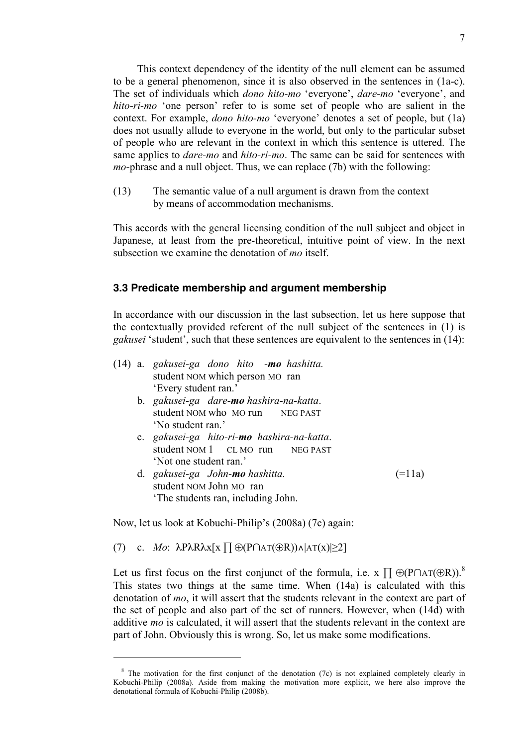This context dependency of the identity of the null element can be assumed to be a general phenomenon, since it is also observed in the sentences in (1a-c). The set of individuals which *dono hito-mo* 'everyone', *dare-mo* 'everyone', and *hito-ri-mo* 'one person' refer to is some set of people who are salient in the context. For example, *dono hito-mo* 'everyone' denotes a set of people, but (1a) does not usually allude to everyone in the world, but only to the particular subset of people who are relevant in the context in which this sentence is uttered. The same applies to *dare-mo* and *hito-ri-mo*. The same can be said for sentences with *mo*-phrase and a null object. Thus, we can replace (7b) with the following:

(13) The semantic value of a null argument is drawn from the context by means of accommodation mechanisms.

This accords with the general licensing condition of the null subject and object in Japanese, at least from the pre-theoretical, intuitive point of view. In the next subsection we examine the denotation of *mo* itself.

### 3.3 Predicate membership and argument membership

In accordance with our discussion in the last subsection, let us here suppose that the contextually provided referent of the null subject of the sentences in (1) is *gakusei* 'student', such that these sentences are equivalent to the sentences in (14):

(14) a. *gakusei-ga dono hito -**mo** hashitta.*
student NOM which person MO ran
'Every student ran.'

b. *gakusei-ga dare-**mo** hashira-na-katta*.
student NOM who MO run NEG PAST
'No student ran.'

c. *gakusei-ga hito-ri-**mo** hashira-na-katta*.
student NOM 1 CL MO run NEG PAST
'Not one student ran.'

d. *gakusei-ga John-**mo** hashitta.* (=11a)
student NOM John MO ran
'The students ran, including John.

Now, let us look at Kobuchi-Philip's (2008a) (7c) again:

(7) c. *Mo*: $\lambda P \lambda R \lambda x[x \prod \oplus(P \cap AT(\oplus R)) \wedge |AT(x)| \geq 2]$

Let us first focus on the first conjunct of the formula, i.e. $x \prod \oplus(P \cap AT(\oplus R))$.[8] This states two things at the same time. When (14a) is calculated with this denotation of *mo*, it will assert that the students relevant in the context are part of the set of people and also part of the set of runners. However, when (14d) with additive *mo* is calculated, it will assert that the students relevant in the context are part of John. Obviously this is wrong. So, let us make some modifications.

---

[8] The motivation for the first conjunct of the denotation (7c) is not explained completely clearly in Kobuchi-Philip (2008a). Aside from making the motivation more explicit, we here also improve the denotational formula of Kobuchi-Philip (2008b).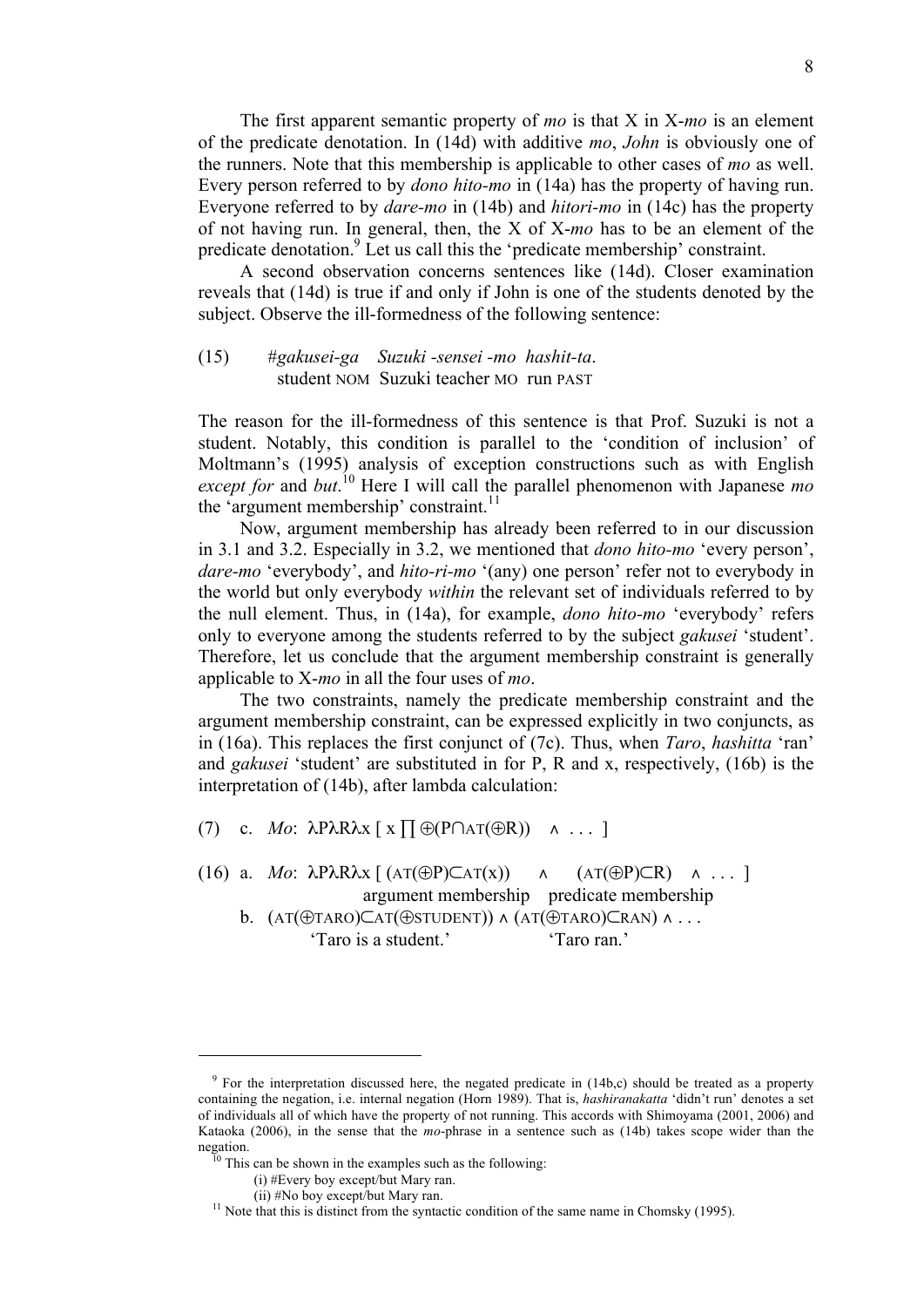The first apparent semantic property of *mo* is that X in X-*mo* is an element of the predicate denotation. In (14d) with additive *mo*, *John* is obviously one of the runners. Note that this membership is applicable to other cases of *mo* as well. Every person referred to by *dono hito-mo* in (14a) has the property of having run. Everyone referred to by *dare-mo* in (14b) and *hitori-mo* in (14c) has the property of not having run. In general, then, the X of X-*mo* has to be an element of the predicate denotation.[9] Let us call this the 'predicate membership' constraint.

A second observation concerns sentences like (14d). Closer examination reveals that (14d) is true if and only if John is one of the students denoted by the subject. Observe the ill-formedness of the following sentence:

(15) #*gakusei-ga Suzuki -sensei -mo hashit-ta*.
student NOM Suzuki teacher MO run PAST

The reason for the ill-formedness of this sentence is that Prof. Suzuki is not a student. Notably, this condition is parallel to the 'condition of inclusion' of Moltmann's (1995) analysis of exception constructions such as with English *except for* and *but*.[10] Here I will call the parallel phenomenon with Japanese *mo* the 'argument membership' constraint.[11]

Now, argument membership has already been referred to in our discussion in 3.1 and 3.2. Especially in 3.2, we mentioned that *dono hito-mo* 'every person', *dare-mo* 'everybody', and *hito-ri-mo* '(any) one person' refer not to everybody in the world but only everybody *within* the relevant set of individuals referred to by the null element. Thus, in (14a), for example, *dono hito-mo* 'everybody' refers only to everyone among the students referred to by the subject *gakusei* 'student'. Therefore, let us conclude that the argument membership constraint is generally applicable to X-*mo* in all the four uses of *mo*.

The two constraints, namely the predicate membership constraint and the argument membership constraint, can be expressed explicitly in two conjuncts, as in (16a). This replaces the first conjunct of (7c). Thus, when *Taro*, *hashitta* 'ran' and *gakusei* 'student' are substituted in for P, R and x, respectively, (16b) is the interpretation of (14b), after lambda calculation:

(7) c. *Mo*: $\lambda P \lambda R \lambda x\ [\ x \prod \oplus(P \cap \text{AT}(\oplus R)) \quad \wedge\ \ldots\ ]$

(16) a. *Mo*: $\lambda P \lambda R \lambda x\ [\ (\text{AT}(\oplus P) \subset \text{AT}(x)) \quad \wedge \quad (\text{AT}(\oplus P) \subset R) \quad \wedge\ \ldots\ ]$
argument membership    predicate membership

b. $(\text{AT}(\oplus \text{TARO}) \subset \text{AT}(\oplus \text{STUDENT})) \wedge (\text{AT}(\oplus \text{TARO}) \subset \text{RAN}) \wedge \ldots$
'Taro is a student.'    'Taro ran.'

---

[9] For the interpretation discussed here, the negated predicate in (14b,c) should be treated as a property containing the negation, i.e. internal negation (Horn 1989). That is, *hashiranakatta* 'didn't run' denotes a set of individuals all of which have the property of not running. This accords with Shimoyama (2001, 2006) and Kataoka (2006), in the sense that the *mo*-phrase in a sentence such as (14b) takes scope wider than the negation.

[10] This can be shown in the examples such as the following:
(i) #Every boy except/but Mary ran.
(ii) #No boy except/but Mary ran.

[11] Note that this is distinct from the syntactic condition of the same name in Chomsky (1995).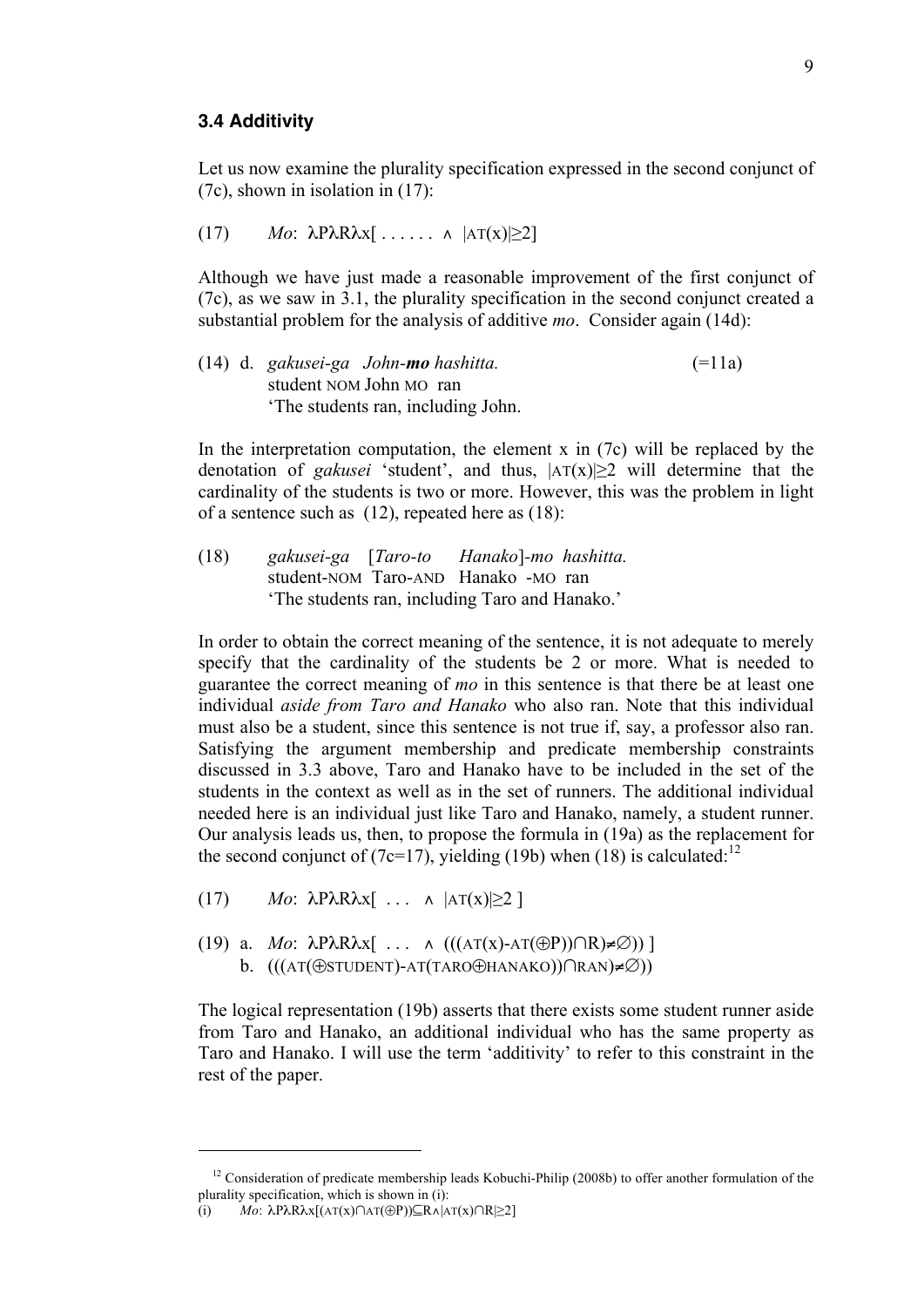### 3.4 Additivity

Let us now examine the plurality specification expressed in the second conjunct of (7c), shown in isolation in (17):

(17) *Mo*: $\lambda P\lambda R\lambda x[\ \ldots\ldots \wedge\ |\text{AT}(x)|\geq 2]$

Although we have just made a reasonable improvement of the first conjunct of (7c), as we saw in 3.1, the plurality specification in the second conjunct created a substantial problem for the analysis of additive *mo*. Consider again (14d):

(14) d. *gakusei-ga John-**mo** hashitta.* (=11a)
student NOM John MO ran
'The students ran, including John.

In the interpretation computation, the element x in (7c) will be replaced by the denotation of *gakusei* 'student', and thus, $|\text{AT}(x)|\geq 2$ will determine that the cardinality of the students is two or more. However, this was the problem in light of a sentence such as (12), repeated here as (18):

(18) *gakusei-ga [Taro-to Hanako]-mo hashitta.*
student-NOM Taro-AND Hanako -MO ran
'The students ran, including Taro and Hanako.'

In order to obtain the correct meaning of the sentence, it is not adequate to merely specify that the cardinality of the students be 2 or more. What is needed to guarantee the correct meaning of *mo* in this sentence is that there be at least one individual *aside from Taro and Hanako* who also ran. Note that this individual must also be a student, since this sentence is not true if, say, a professor also ran. Satisfying the argument membership and predicate membership constraints discussed in 3.3 above, Taro and Hanako have to be included in the set of the students in the context as well as in the set of runners. The additional individual needed here is an individual just like Taro and Hanako, namely, a student runner. Our analysis leads us, then, to propose the formula in (19a) as the replacement for the second conjunct of (7c=17), yielding (19b) when (18) is calculated:[12]

(17) *Mo*: $\lambda P\lambda R\lambda x[\ \ldots\ \wedge\ |\text{AT}(x)|\geq 2\ ]$

(19) a. *Mo*: $\lambda P\lambda R\lambda x[\ \ldots\ \wedge\ (((\text{AT}(x)-\text{AT}(\oplus P))\cap R)\neq\emptyset))\ ]$
b. $(((\text{AT}(\oplus\text{STUDENT})-\text{AT}(\text{TARO}\oplus\text{HANAKO}))\cap\text{RAN})\neq\emptyset))$

The logical representation (19b) asserts that there exists some student runner aside from Taro and Hanako, an additional individual who has the same property as Taro and Hanako. I will use the term 'additivity' to refer to this constraint in the rest of the paper.

---

[12] Consideration of predicate membership leads Kobuchi-Philip (2008b) to offer another formulation of the plurality specification, which is shown in (i):
(i) *Mo*: $\lambda P\lambda R\lambda x[(\text{AT}(x)\cap\text{AT}(\oplus P))\subseteq R\wedge|\text{AT}(x)\cap R|\geq 2]$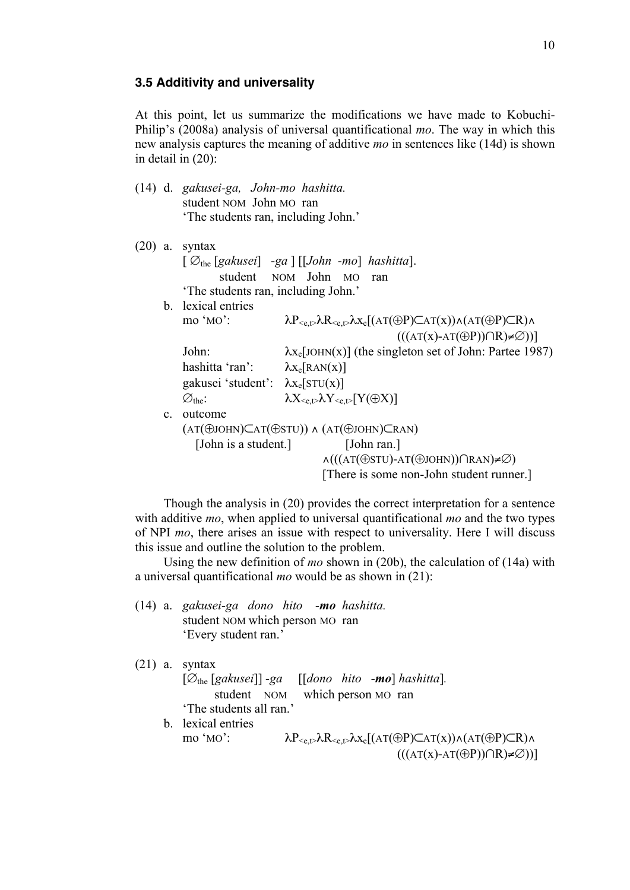### 3.5 Additivity and universality

At this point, let us summarize the modifications we have made to Kobuchi-Philip's (2008a) analysis of universal quantificational *mo*. The way in which this new analysis captures the meaning of additive *mo* in sentences like (14d) is shown in detail in (20):

(14) d. *gakusei-ga, John-mo hashitta.*
student NOM John MO ran
'The students ran, including John.'

(20) a. syntax
[ $\varnothing_{the}$ [*gakusei*] -*ga* ] [[*John* -*mo*] *hashitta*].
student NOM John MO ran
'The students ran, including John.'

b. lexical entries
mo 'MO': $\lambda P_{<e,t>}\lambda R_{<e,t>}\lambda x_e[(\text{AT}(\oplus P)\subset \text{AT}(x))\wedge(\text{AT}(\oplus P)\subset R)\wedge(((\text{AT}(x)-\text{AT}(\oplus P))\cap R)\neq\varnothing))]$
John: $\lambda x_e[\text{JOHN}(x)]$ (the singleton set of John: Partee 1987)
hashitta 'ran': $\lambda x_e[\text{RAN}(x)]$
gakusei 'student': $\lambda x_e[\text{STU}(x)]$
$\varnothing_{the}$: $\lambda X_{<e,t>}\lambda Y_{<e,t>}[Y(\oplus X)]$

c. outcome
$(\text{AT}(\oplus\text{JOHN})\subset\text{AT}(\oplus\text{STU}))\wedge(\text{AT}(\oplus\text{JOHN})\subset\text{RAN})$
[John is a student.] [John ran.]
$\wedge(((\text{AT}(\oplus\text{STU})-\text{AT}(\oplus\text{JOHN}))\cap\text{RAN})\neq\varnothing)$
[There is some non-John student runner.]

Though the analysis in (20) provides the correct interpretation for a sentence with additive *mo*, when applied to universal quantificational *mo* and the two types of NPI *mo*, there arises an issue with respect to universality. Here I will discuss this issue and outline the solution to the problem.

Using the new definition of *mo* shown in (20b), the calculation of (14a) with a universal quantificational *mo* would be as shown in (21):

(14) a. *gakusei-ga dono hito* -***mo*** *hashitta.*
student NOM which person MO ran
'Every student ran.'

(21) a. syntax
[$\varnothing_{the}$ [*gakusei*]] -*ga* [[*dono hito* -***mo***] *hashitta*].
student NOM which person MO ran
'The students all ran.'

b. lexical entries
mo 'MO': $\lambda P_{<e,t>}\lambda R_{<e,t>}\lambda x_e[(\text{AT}(\oplus P)\subset \text{AT}(x))\wedge(\text{AT}(\oplus P)\subset R)\wedge(((\text{AT}(x)-\text{AT}(\oplus P))\cap R)\neq\varnothing))]$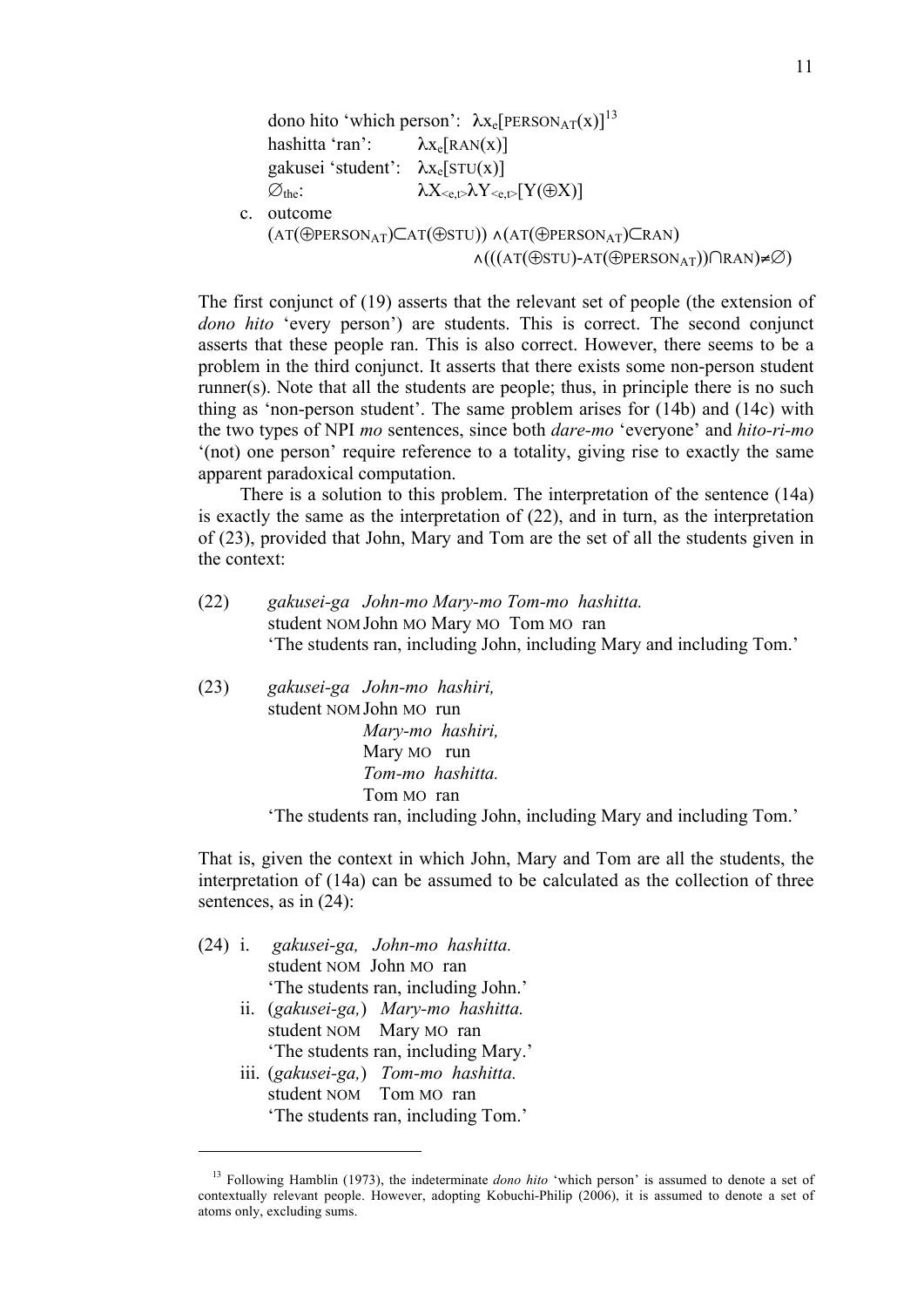dono hito 'which person': $\lambda x_e[\text{PERSON}_{AT}(x)]$[13]
hashitta 'ran': $\lambda x_e[\text{RAN}(x)]$
gakusei 'student': $\lambda x_e[\text{STU}(x)]$
$\varnothing_{the}$: $\lambda X_{<e,t>}\lambda Y_{<e,t>}[Y(\oplus X)]$

c. outcome

$$(\text{AT}(\oplus\text{PERSON}_{AT})\subset\text{AT}(\oplus\text{STU})) \wedge (\text{AT}(\oplus\text{PERSON}_{AT})\subset\text{RAN}) \wedge (((\text{AT}(\oplus\text{STU})\text{-AT}(\oplus\text{PERSON}_{AT}))\cap\text{RAN})\neq\varnothing)$$

The first conjunct of (19) asserts that the relevant set of people (the extension of *dono hito* 'every person') are students. This is correct. The second conjunct asserts that these people ran. This is also correct. However, there seems to be a problem in the third conjunct. It asserts that there exists some non-person student runner(s). Note that all the students are people; thus, in principle there is no such thing as 'non-person student'. The same problem arises for (14b) and (14c) with the two types of NPI *mo* sentences, since both *dare-mo* 'everyone' and *hito-ri-mo* '(not) one person' require reference to a totality, giving rise to exactly the same apparent paradoxical computation.

There is a solution to this problem. The interpretation of the sentence (14a) is exactly the same as the interpretation of (22), and in turn, as the interpretation of (23), provided that John, Mary and Tom are the set of all the students given in the context:

(22) *gakusei-ga John-mo Mary-mo Tom-mo hashitta.*
student NOM John MO Mary MO Tom MO ran
'The students ran, including John, including Mary and including Tom.'

(23) *gakusei-ga John-mo hashiri,*
student NOM John MO run
*Mary-mo hashiri,*
Mary MO run
*Tom-mo hashitta.*
Tom MO ran
'The students ran, including John, including Mary and including Tom.'

That is, given the context in which John, Mary and Tom are all the students, the interpretation of (14a) can be assumed to be calculated as the collection of three sentences, as in (24):

(24) i. *gakusei-ga, John-mo hashitta.*
student NOM John MO ran
'The students ran, including John.'
ii. (*gakusei-ga,*) *Mary-mo hashitta.*
student NOM Mary MO ran
'The students ran, including Mary.'
iii. (*gakusei-ga,*) *Tom-mo hashitta.*
student NOM Tom MO ran
'The students ran, including Tom.'

---

[13] Following Hamblin (1973), the indeterminate *dono hito* 'which person' is assumed to denote a set of contextually relevant people. However, adopting Kobuchi-Philip (2006), it is assumed to denote a set of atoms only, excluding sums.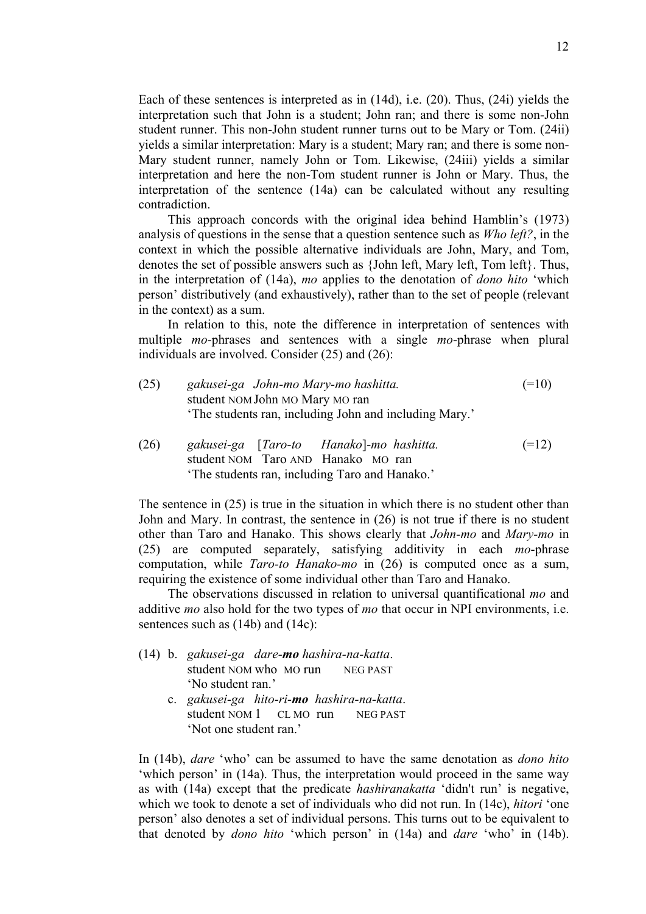Each of these sentences is interpreted as in (14d), i.e. (20). Thus, (24i) yields the interpretation such that John is a student; John ran; and there is some non-John student runner. This non-John student runner turns out to be Mary or Tom. (24ii) yields a similar interpretation: Mary is a student; Mary ran; and there is some non-Mary student runner, namely John or Tom. Likewise, (24iii) yields a similar interpretation and here the non-Tom student runner is John or Mary. Thus, the interpretation of the sentence (14a) can be calculated without any resulting contradiction.

This approach concords with the original idea behind Hamblin's (1973) analysis of questions in the sense that a question sentence such as *Who left?*, in the context in which the possible alternative individuals are John, Mary, and Tom, denotes the set of possible answers such as {John left, Mary left, Tom left}. Thus, in the interpretation of (14a), *mo* applies to the denotation of *dono hito* 'which person' distributively (and exhaustively), rather than to the set of people (relevant in the context) as a sum.

In relation to this, note the difference in interpretation of sentences with multiple *mo*-phrases and sentences with a single *mo*-phrase when plural individuals are involved. Consider (25) and (26):

(25) *gakusei-ga John-mo Mary-mo hashitta.* (=10)
student NOM John MO Mary MO ran
'The students ran, including John and including Mary.'

(26) *gakusei-ga [Taro-to Hanako]-mo hashitta.* (=12)
student NOM Taro AND Hanako MO ran
'The students ran, including Taro and Hanako.'

The sentence in (25) is true in the situation in which there is no student other than John and Mary. In contrast, the sentence in (26) is not true if there is no student other than Taro and Hanako. This shows clearly that *John-mo* and *Mary-mo* in (25) are computed separately, satisfying additivity in each *mo*-phrase computation, while *Taro-to Hanako-mo* in (26) is computed once as a sum, requiring the existence of some individual other than Taro and Hanako.

The observations discussed in relation to universal quantificational *mo* and additive *mo* also hold for the two types of *mo* that occur in NPI environments, i.e. sentences such as (14b) and (14c):

(14) b. *gakusei-ga dare-**mo** hashira-na-katta.*
student NOM who MO run NEG PAST
'No student ran.'

c. *gakusei-ga hito-ri-**mo** hashira-na-katta.*
student NOM 1 CL MO run NEG PAST
'Not one student ran.'

In (14b), *dare* 'who' can be assumed to have the same denotation as *dono hito* 'which person' in (14a). Thus, the interpretation would proceed in the same way as with (14a) except that the predicate *hashiranakatta* 'didn't run' is negative, which we took to denote a set of individuals who did not run. In (14c), *hitori* 'one person' also denotes a set of individual persons. This turns out to be equivalent to that denoted by *dono hito* 'which person' in (14a) and *dare* 'who' in (14b).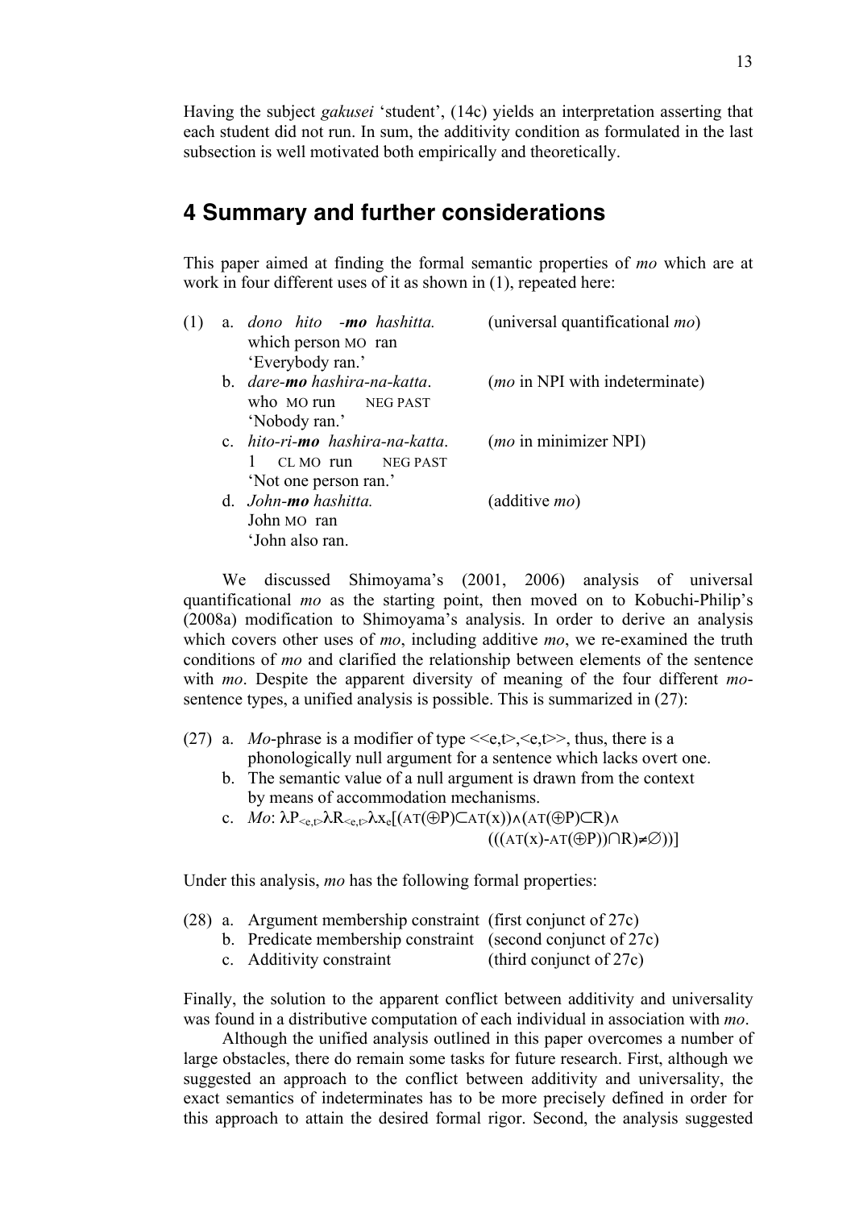Having the subject *gakusei* 'student', (14c) yields an interpretation asserting that each student did not run. In sum, the additivity condition as formulated in the last subsection is well motivated both empirically and theoretically.

## 4 Summary and further considerations

This paper aimed at finding the formal semantic properties of *mo* which are at work in four different uses of it as shown in (1), repeated here:

(1) a. *dono hito -**mo** hashitta.* (universal quantificational *mo*)
which person MO ran
'Everybody ran.'

b. *dare-**mo** hashira-na-katta*. (*mo* in NPI with indeterminate)
who MO run NEG PAST
'Nobody ran.'

c. *hito-ri-**mo** hashira-na-katta*. (*mo* in minimizer NPI)
1 CL MO run NEG PAST
'Not one person ran.'

d. *John-**mo** hashitta.* (additive *mo*)
John MO ran
'John also ran.

We discussed Shimoyama's (2001, 2006) analysis of universal quantificational *mo* as the starting point, then moved on to Kobuchi-Philip's (2008a) modification to Shimoyama's analysis. In order to derive an analysis which covers other uses of *mo*, including additive *mo*, we re-examined the truth conditions of *mo* and clarified the relationship between elements of the sentence with *mo*. Despite the apparent diversity of meaning of the four different *mo*-sentence types, a unified analysis is possible. This is summarized in (27):

(27) a. *Mo*-phrase is a modifier of type <<e,t>,<e,t>>, thus, there is a phonologically null argument for a sentence which lacks overt one.

b. The semantic value of a null argument is drawn from the context by means of accommodation mechanisms.

c. *Mo*: $\lambda P_{<e,t>}\lambda R_{<e,t>}\lambda x_e[(\text{AT}(\oplus P)\subset \text{AT}(x))\wedge(\text{AT}(\oplus P)\subset R)\wedge(((\text{AT}(x)-\text{AT}(\oplus P))\cap R)\neq\emptyset))]$

Under this analysis, *mo* has the following formal properties:

(28) a. Argument membership constraint (first conjunct of 27c)

b. Predicate membership constraint (second conjunct of 27c)

c. Additivity constraint (third conjunct of 27c)

Finally, the solution to the apparent conflict between additivity and universality was found in a distributive computation of each individual in association with *mo*.

Although the unified analysis outlined in this paper overcomes a number of large obstacles, there do remain some tasks for future research. First, although we suggested an approach to the conflict between additivity and universality, the exact semantics of indeterminates has to be more precisely defined in order for this approach to attain the desired formal rigor. Second, the analysis suggested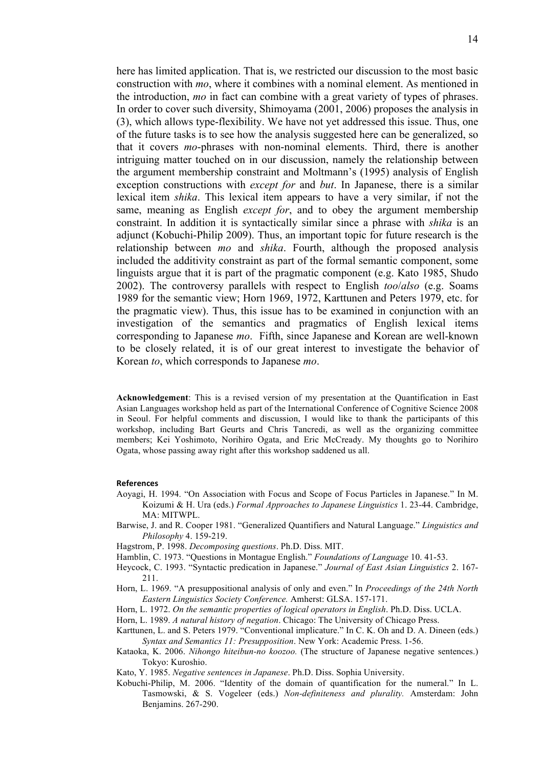here has limited application. That is, we restricted our discussion to the most basic construction with *mo*, where it combines with a nominal element. As mentioned in the introduction, *mo* in fact can combine with a great variety of types of phrases. In order to cover such diversity, Shimoyama (2001, 2006) proposes the analysis in (3), which allows type-flexibility. We have not yet addressed this issue. Thus, one of the future tasks is to see how the analysis suggested here can be generalized, so that it covers *mo*-phrases with non-nominal elements. Third, there is another intriguing matter touched on in our discussion, namely the relationship between the argument membership constraint and Moltmann's (1995) analysis of English exception constructions with *except for* and *but*. In Japanese, there is a similar lexical item *shika*. This lexical item appears to have a very similar, if not the same, meaning as English *except for*, and to obey the argument membership constraint. In addition it is syntactically similar since a phrase with *shika* is an adjunct (Kobuchi-Philip 2009). Thus, an important topic for future research is the relationship between *mo* and *shika*. Fourth, although the proposed analysis included the additivity constraint as part of the formal semantic component, some linguists argue that it is part of the pragmatic component (e.g. Kato 1985, Shudo 2002). The controversy parallels with respect to English *too*/*also* (e.g. Soams 1989 for the semantic view; Horn 1969, 1972, Karttunen and Peters 1979, etc. for the pragmatic view). Thus, this issue has to be examined in conjunction with an investigation of the semantics and pragmatics of English lexical items corresponding to Japanese *mo*. Fifth, since Japanese and Korean are well-known to be closely related, it is of our great interest to investigate the behavior of Korean *to*, which corresponds to Japanese *mo*.

**Acknowledgement**: This is a revised version of my presentation at the Quantification in East Asian Languages workshop held as part of the International Conference of Cognitive Science 2008 in Seoul. For helpful comments and discussion, I would like to thank the participants of this workshop, including Bart Geurts and Chris Tancredi, as well as the organizing committee members; Kei Yoshimoto, Norihiro Ogata, and Eric McCready. My thoughts go to Norihiro Ogata, whose passing away right after this workshop saddened us all.

## References

Aoyagi, H. 1994. "On Association with Focus and Scope of Focus Particles in Japanese." In M. Koizumi & H. Ura (eds.) *Formal Approaches to Japanese Linguistics* 1. 23-44. Cambridge, MA: MITWPL.

Barwise, J. and R. Cooper 1981. "Generalized Quantifiers and Natural Language." *Linguistics and Philosophy* 4. 159-219.

Hagstrom, P. 1998. *Decomposing questions*. Ph.D. Diss. MIT.

Hamblin, C. 1973. "Questions in Montague English." *Foundations of Language* 10. 41-53.

Heycock, C. 1993. "Syntactic predication in Japanese." *Journal of East Asian Linguistics* 2. 167-211.

Horn, L. 1969. "A presuppositional analysis of only and even." In *Proceedings of the 24th North Eastern Linguistics Society Conference.* Amherst: GLSA. 157-171.

Horn, L. 1972. *On the semantic properties of logical operators in English*. Ph.D. Diss. UCLA.

Horn, L. 1989. *A natural history of negation*. Chicago: The University of Chicago Press.

Karttunen, L. and S. Peters 1979. "Conventional implicature." In C. K. Oh and D. A. Dineen (eds.) *Syntax and Semantics 11: Presupposition*. New York: Academic Press. 1-56.

Kataoka, K. 2006. *Nihongo hiteibun-no koozoo.* (The structure of Japanese negative sentences.) Tokyo: Kuroshio.

Kato, Y. 1985. *Negative sentences in Japanese*. Ph.D. Diss. Sophia University.

Kobuchi-Philip, M. 2006. "Identity of the domain of quantification for the numeral." In L. Tasmowski, & S. Vogeleer (eds.) *Non-definiteness and plurality.* Amsterdam: John Benjamins. 267-290.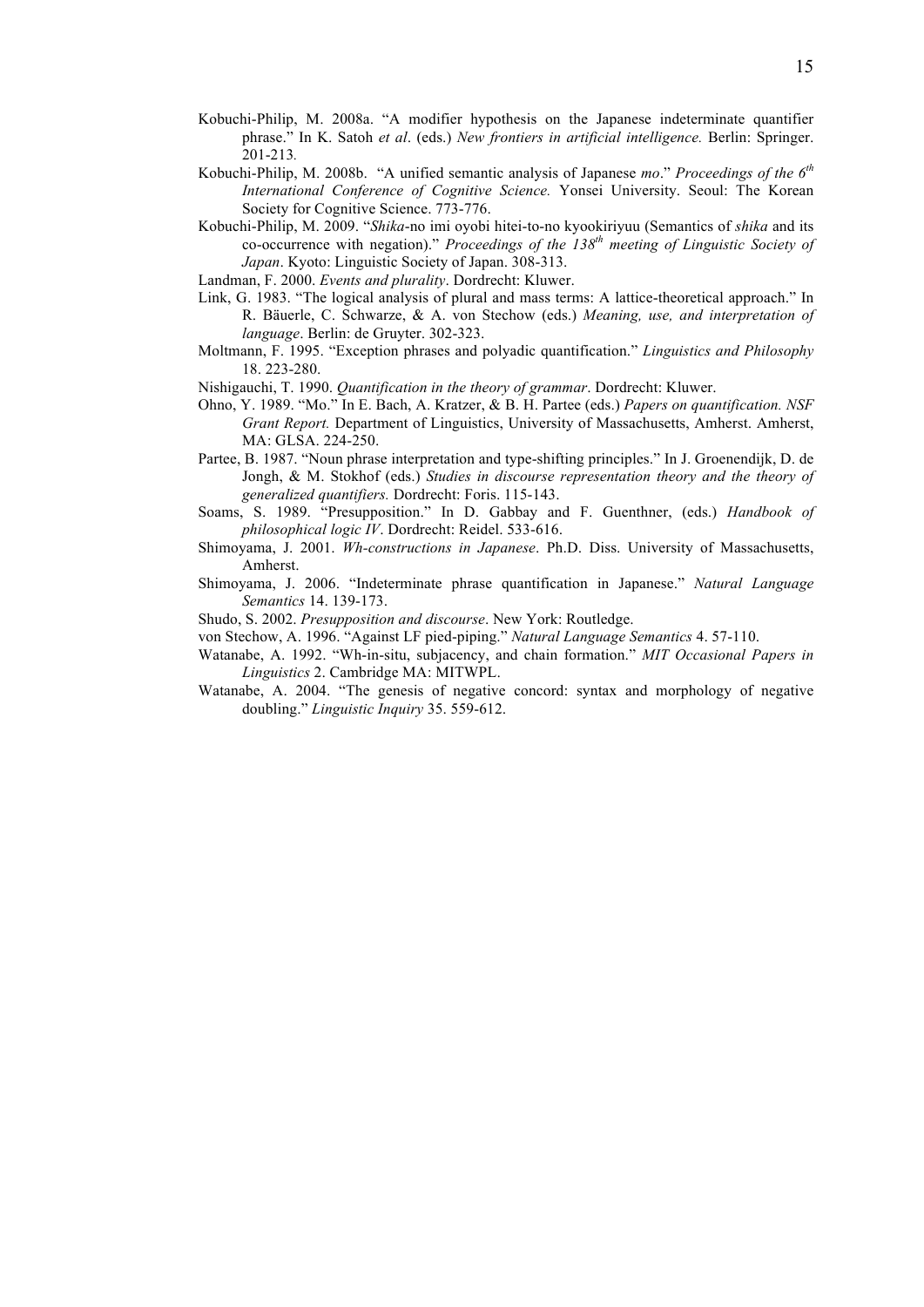Kobuchi-Philip, M. 2008a. "A modifier hypothesis on the Japanese indeterminate quantifier phrase." In K. Satoh *et al*. (eds.) *New frontiers in artificial intelligence.* Berlin: Springer. 201-213.

Kobuchi-Philip, M. 2008b. "A unified semantic analysis of Japanese *mo*." *Proceedings of the 6th International Conference of Cognitive Science.* Yonsei University. Seoul: The Korean Society for Cognitive Science. 773-776.

Kobuchi-Philip, M. 2009. "*Shika*-no imi oyobi hitei-to-no kyookiriyuu (Semantics of *shika* and its co-occurrence with negation)." *Proceedings of the 138th meeting of Linguistic Society of Japan*. Kyoto: Linguistic Society of Japan. 308-313.

Landman, F. 2000. *Events and plurality*. Dordrecht: Kluwer.

Link, G. 1983. "The logical analysis of plural and mass terms: A lattice-theoretical approach." In R. Bäuerle, C. Schwarze, & A. von Stechow (eds.) *Meaning, use, and interpretation of language*. Berlin: de Gruyter. 302-323.

Moltmann, F. 1995. "Exception phrases and polyadic quantification." *Linguistics and Philosophy* 18. 223-280.

Nishigauchi, T. 1990. *Quantification in the theory of grammar*. Dordrecht: Kluwer.

Ohno, Y. 1989. "Mo." In E. Bach, A. Kratzer, & B. H. Partee (eds.) *Papers on quantification. NSF Grant Report.* Department of Linguistics, University of Massachusetts, Amherst. Amherst, MA: GLSA. 224-250.

Partee, B. 1987. "Noun phrase interpretation and type-shifting principles." In J. Groenendijk, D. de Jongh, & M. Stokhof (eds.) *Studies in discourse representation theory and the theory of generalized quantifiers.* Dordrecht: Foris. 115-143.

Soams, S. 1989. "Presupposition." In D. Gabbay and F. Guenthner, (eds.) *Handbook of philosophical logic IV*. Dordrecht: Reidel. 533-616.

Shimoyama, J. 2001. *Wh-constructions in Japanese*. Ph.D. Diss. University of Massachusetts, Amherst.

Shimoyama, J. 2006. "Indeterminate phrase quantification in Japanese." *Natural Language Semantics* 14. 139-173.

Shudo, S. 2002. *Presupposition and discourse*. New York: Routledge.

von Stechow, A. 1996. "Against LF pied-piping." *Natural Language Semantics* 4. 57-110.

Watanabe, A. 1992. "Wh-in-situ, subjacency, and chain formation." *MIT Occasional Papers in Linguistics* 2. Cambridge MA: MITWPL.

Watanabe, A. 2004. "The genesis of negative concord: syntax and morphology of negative doubling." *Linguistic Inquiry* 35. 559-612.